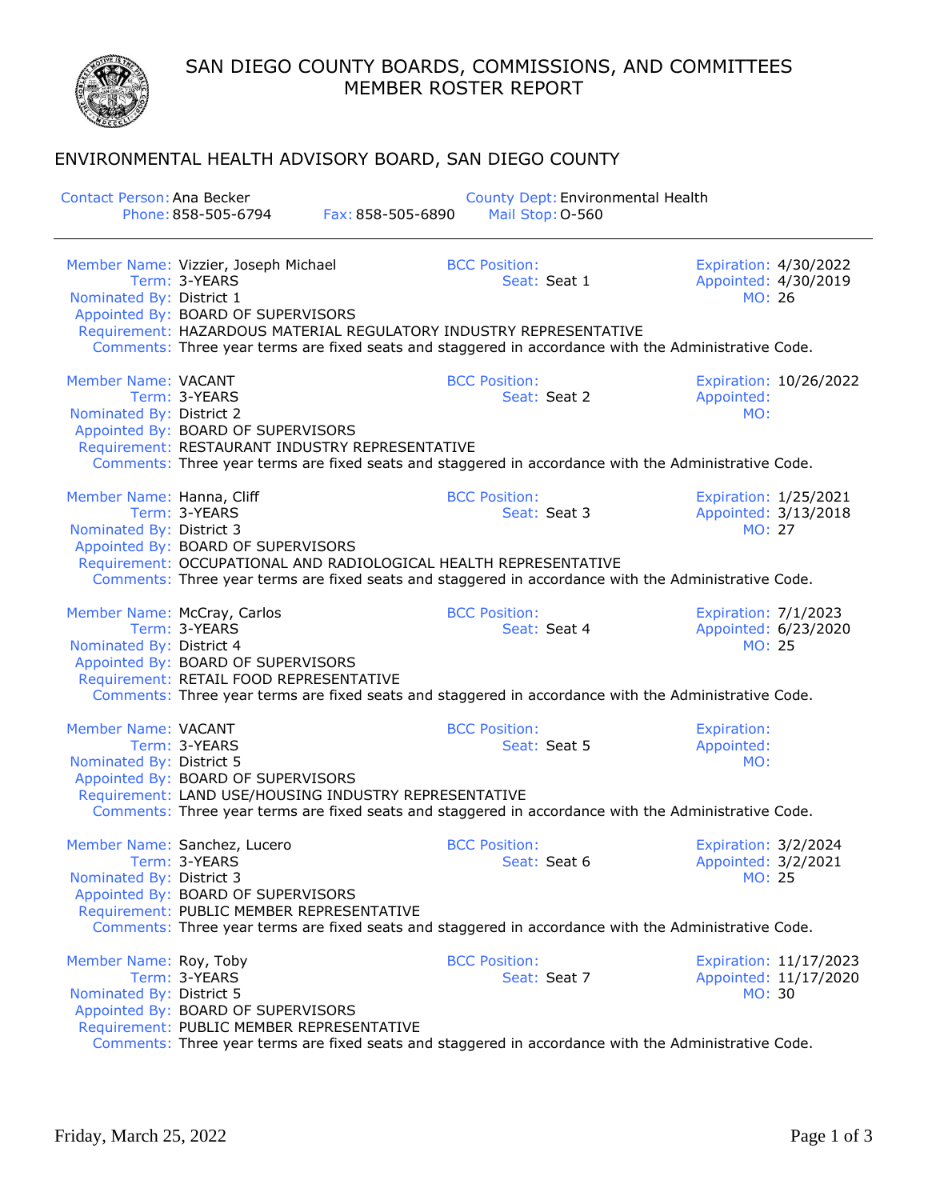# SAN DIEGO COUNTY BOARDS, COMMISSIONS, AND COMMITTEES
# MEMBER ROSTER REPORT

## ENVIRONMENTAL HEALTH ADVISORY BOARD, SAN DIEGO COUNTY

Contact Person: Ana Becker
Phone: 858-505-6794 Fax: 858-505-6890
County Dept: Environmental Health
Mail Stop: O-560

---

**Member Name:** Vizzier, Joseph Michael
**Term:** 3-YEARS
**Nominated By:** District 1
**Appointed By:** BOARD OF SUPERVISORS
**BCC Position:**
**Seat:** Seat 1
**Expiration:** 4/30/2022
**Appointed:** 4/30/2019
**MO:** 26
**Requirement:** HAZARDOUS MATERIAL REGULATORY INDUSTRY REPRESENTATIVE
**Comments:** Three year terms are fixed seats and staggered in accordance with the Administrative Code.

**Member Name:** VACANT
**Term:** 3-YEARS
**Nominated By:** District 2
**Appointed By:** BOARD OF SUPERVISORS
**BCC Position:**
**Seat:** Seat 2
**Expiration:** 10/26/2022
**Appointed:**
**MO:**
**Requirement:** RESTAURANT INDUSTRY REPRESENTATIVE
**Comments:** Three year terms are fixed seats and staggered in accordance with the Administrative Code.

**Member Name:** Hanna, Cliff
**Term:** 3-YEARS
**Nominated By:** District 3
**Appointed By:** BOARD OF SUPERVISORS
**BCC Position:**
**Seat:** Seat 3
**Expiration:** 1/25/2021
**Appointed:** 3/13/2018
**MO:** 27
**Requirement:** OCCUPATIONAL AND RADIOLOGICAL HEALTH REPRESENTATIVE
**Comments:** Three year terms are fixed seats and staggered in accordance with the Administrative Code.

**Member Name:** McCray, Carlos
**Term:** 3-YEARS
**Nominated By:** District 4
**Appointed By:** BOARD OF SUPERVISORS
**BCC Position:**
**Seat:** Seat 4
**Expiration:** 7/1/2023
**Appointed:** 6/23/2020
**MO:** 25
**Requirement:** RETAIL FOOD REPRESENTATIVE
**Comments:** Three year terms are fixed seats and staggered in accordance with the Administrative Code.

**Member Name:** VACANT
**Term:** 3-YEARS
**Nominated By:** District 5
**Appointed By:** BOARD OF SUPERVISORS
**BCC Position:**
**Seat:** Seat 5
**Expiration:**
**Appointed:**
**MO:**
**Requirement:** LAND USE/HOUSING INDUSTRY REPRESENTATIVE
**Comments:** Three year terms are fixed seats and staggered in accordance with the Administrative Code.

**Member Name:** Sanchez, Lucero
**Term:** 3-YEARS
**Nominated By:** District 3
**Appointed By:** BOARD OF SUPERVISORS
**BCC Position:**
**Seat:** Seat 6
**Expiration:** 3/2/2024
**Appointed:** 3/2/2021
**MO:** 25
**Requirement:** PUBLIC MEMBER REPRESENTATIVE
**Comments:** Three year terms are fixed seats and staggered in accordance with the Administrative Code.

**Member Name:** Roy, Toby
**Term:** 3-YEARS
**Nominated By:** District 5
**Appointed By:** BOARD OF SUPERVISORS
**BCC Position:**
**Seat:** Seat 7
**Expiration:** 11/17/2023
**Appointed:** 11/17/2020
**MO:** 30
**Requirement:** PUBLIC MEMBER REPRESENTATIVE
**Comments:** Three year terms are fixed seats and staggered in accordance with the Administrative Code.

Friday, March 25, 2022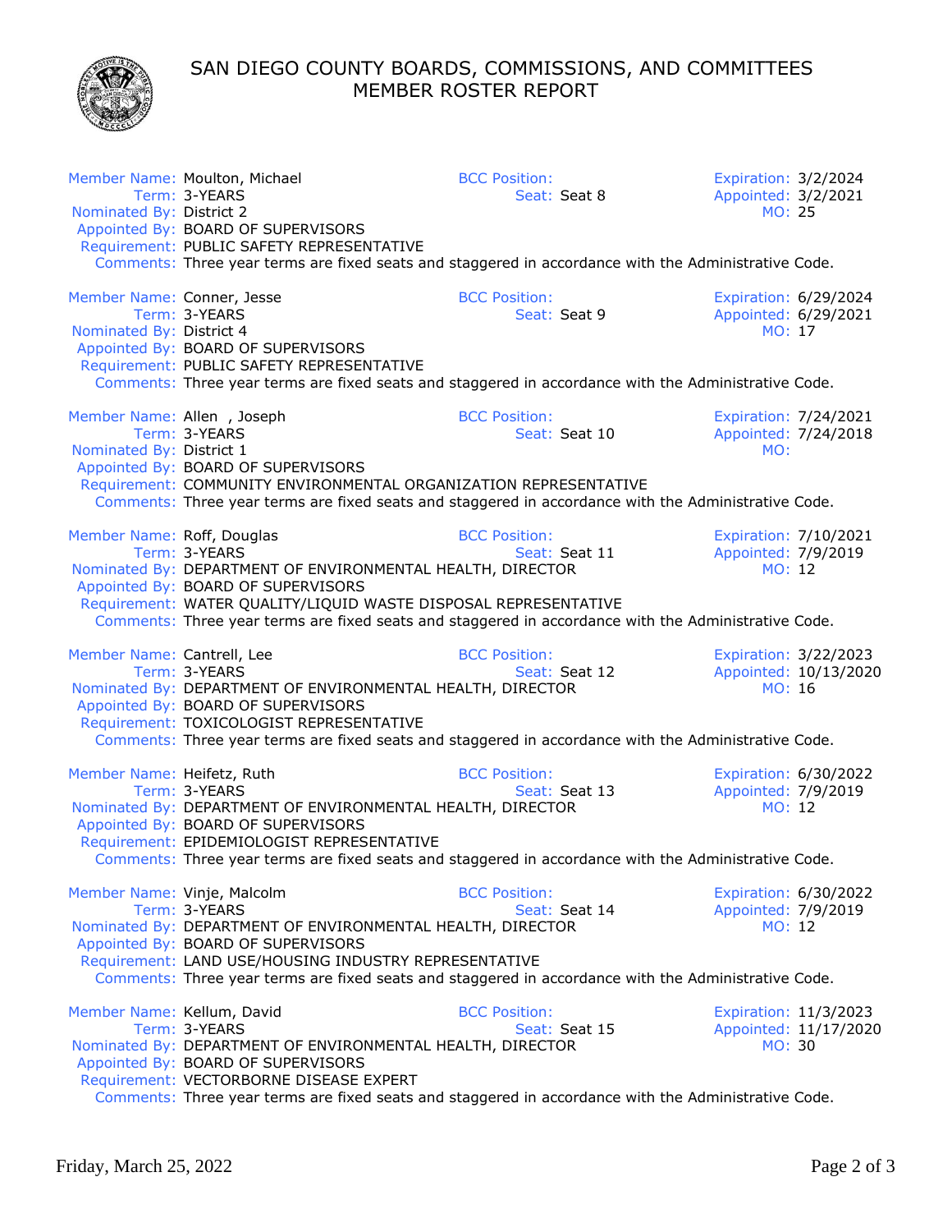# SAN DIEGO COUNTY BOARDS, COMMISSIONS, AND COMMITTEES
## MEMBER ROSTER REPORT

**Member Name:** Moulton, Michael
**BCC Position:**
**Expiration:** 3/2/2024
**Term:** 3-YEARS
**Seat:** Seat 8
**Appointed:** 3/2/2021
**Nominated By:** District 2
**MO:** 25
**Appointed By:** BOARD OF SUPERVISORS
**Requirement:** PUBLIC SAFETY REPRESENTATIVE
**Comments:** Three year terms are fixed seats and staggered in accordance with the Administrative Code.

**Member Name:** Conner, Jesse
**BCC Position:**
**Expiration:** 6/29/2024
**Term:** 3-YEARS
**Seat:** Seat 9
**Appointed:** 6/29/2021
**Nominated By:** District 4
**MO:** 17
**Appointed By:** BOARD OF SUPERVISORS
**Requirement:** PUBLIC SAFETY REPRESENTATIVE
**Comments:** Three year terms are fixed seats and staggered in accordance with the Administrative Code.

**Member Name:** Allen , Joseph
**BCC Position:**
**Expiration:** 7/24/2021
**Term:** 3-YEARS
**Seat:** Seat 10
**Appointed:** 7/24/2018
**Nominated By:** District 1
**MO:**
**Appointed By:** BOARD OF SUPERVISORS
**Requirement:** COMMUNITY ENVIRONMENTAL ORGANIZATION REPRESENTATIVE
**Comments:** Three year terms are fixed seats and staggered in accordance with the Administrative Code.

**Member Name:** Roff, Douglas
**BCC Position:**
**Expiration:** 7/10/2021
**Term:** 3-YEARS
**Seat:** Seat 11
**Appointed:** 7/9/2019
**Nominated By:** DEPARTMENT OF ENVIRONMENTAL HEALTH, DIRECTOR
**MO:** 12
**Appointed By:** BOARD OF SUPERVISORS
**Requirement:** WATER QUALITY/LIQUID WASTE DISPOSAL REPRESENTATIVE
**Comments:** Three year terms are fixed seats and staggered in accordance with the Administrative Code.

**Member Name:** Cantrell, Lee
**BCC Position:**
**Expiration:** 3/22/2023
**Term:** 3-YEARS
**Seat:** Seat 12
**Appointed:** 10/13/2020
**Nominated By:** DEPARTMENT OF ENVIRONMENTAL HEALTH, DIRECTOR
**MO:** 16
**Appointed By:** BOARD OF SUPERVISORS
**Requirement:** TOXICOLOGIST REPRESENTATIVE
**Comments:** Three year terms are fixed seats and staggered in accordance with the Administrative Code.

**Member Name:** Heifetz, Ruth
**BCC Position:**
**Expiration:** 6/30/2022
**Term:** 3-YEARS
**Seat:** Seat 13
**Appointed:** 7/9/2019
**Nominated By:** DEPARTMENT OF ENVIRONMENTAL HEALTH, DIRECTOR
**MO:** 12
**Appointed By:** BOARD OF SUPERVISORS
**Requirement:** EPIDEMIOLOGIST REPRESENTATIVE
**Comments:** Three year terms are fixed seats and staggered in accordance with the Administrative Code.

**Member Name:** Vinje, Malcolm
**BCC Position:**
**Expiration:** 6/30/2022
**Term:** 3-YEARS
**Seat:** Seat 14
**Appointed:** 7/9/2019
**Nominated By:** DEPARTMENT OF ENVIRONMENTAL HEALTH, DIRECTOR
**MO:** 12
**Appointed By:** BOARD OF SUPERVISORS
**Requirement:** LAND USE/HOUSING INDUSTRY REPRESENTATIVE
**Comments:** Three year terms are fixed seats and staggered in accordance with the Administrative Code.

**Member Name:** Kellum, David
**BCC Position:**
**Expiration:** 11/3/2023
**Term:** 3-YEARS
**Seat:** Seat 15
**Appointed:** 11/17/2020
**Nominated By:** DEPARTMENT OF ENVIRONMENTAL HEALTH, DIRECTOR
**MO:** 30
**Appointed By:** BOARD OF SUPERVISORS
**Requirement:** VECTORBORNE DISEASE EXPERT
**Comments:** Three year terms are fixed seats and staggered in accordance with the Administrative Code.

Friday, March 25, 2022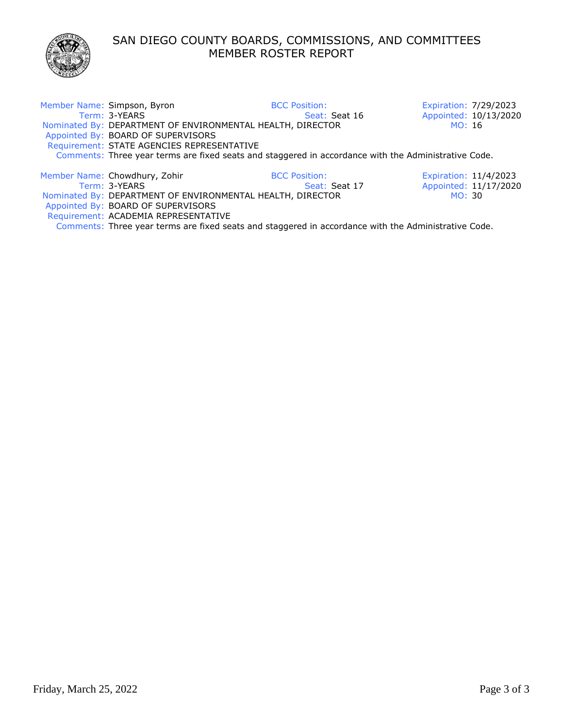# SAN DIEGO COUNTY BOARDS, COMMISSIONS, AND COMMITTEES
## MEMBER ROSTER REPORT

Member Name: Simpson, Byron
BCC Position:
Expiration: 7/29/2023
Term: 3-YEARS
Seat: Seat 16
Appointed: 10/13/2020
Nominated By: DEPARTMENT OF ENVIRONMENTAL HEALTH, DIRECTOR
MO: 16
Appointed By: BOARD OF SUPERVISORS
Requirement: STATE AGENCIES REPRESENTATIVE
Comments: Three year terms are fixed seats and staggered in accordance with the Administrative Code.

Member Name: Chowdhury, Zohir
BCC Position:
Expiration: 11/4/2023
Term: 3-YEARS
Seat: Seat 17
Appointed: 11/17/2020
Nominated By: DEPARTMENT OF ENVIRONMENTAL HEALTH, DIRECTOR
MO: 30
Appointed By: BOARD OF SUPERVISORS
Requirement: ACADEMIA REPRESENTATIVE
Comments: Three year terms are fixed seats and staggered in accordance with the Administrative Code.

Friday, March 25, 2022